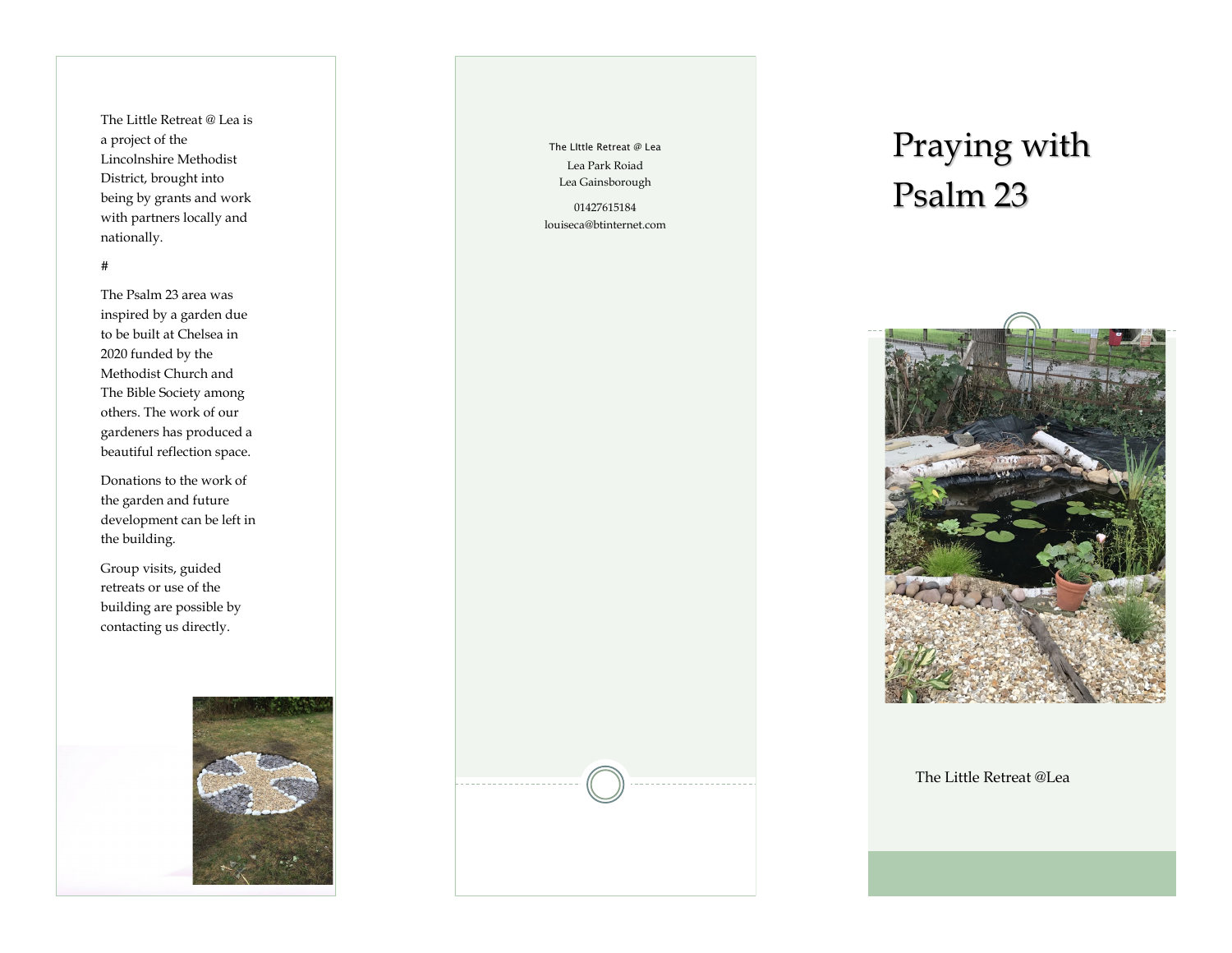The Little Retreat @ Lea is a project of the Lincolnshire Methodist District, brought into being by grants and work with partners locally and nationally.

#

The Psalm 23 area was inspired by a garden due to be built at Chelsea in 2020 funded by the Methodist Church and The Bible Society among others. The work of our gardeners has produced a beautiful reflection space.

Donations to the work of the garden and future development can be left in the building.

Group visits, guided retreats or use of the building are possible by contacting us directly.

The LIttle Retreat @ Lea
Lea Park Roiad
Lea Gainsborough

01427615184
louiseca@btinternet.com

# Praying with Psalm 23

The Little Retreat @Lea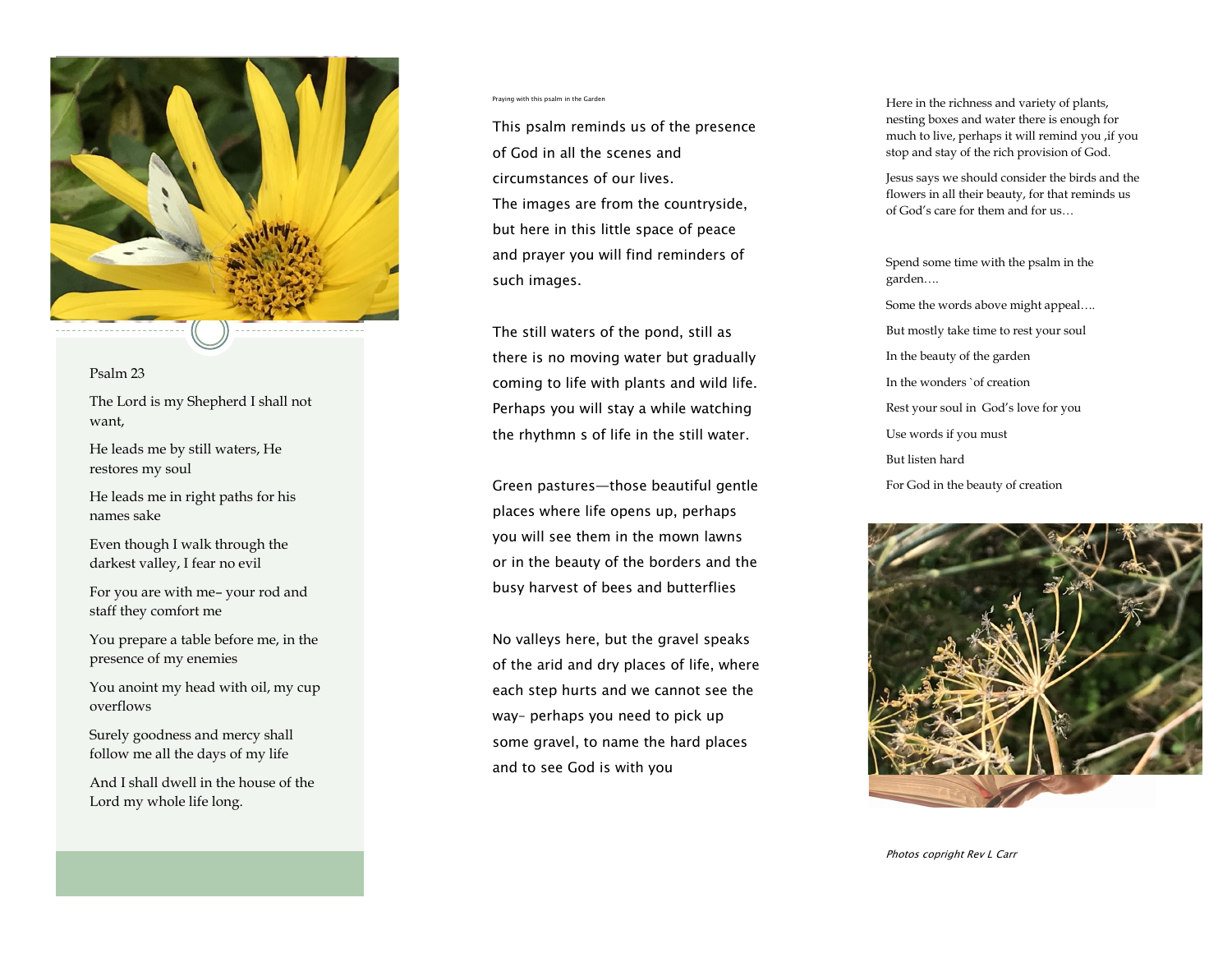Psalm 23

The Lord is my Shepherd I shall not want,

He leads me by still waters, He restores my soul

He leads me in right paths for his names sake

Even though I walk through the darkest valley, I fear no evil

For you are with me– your rod and staff they comfort me

You prepare a table before me, in the presence of my enemies

You anoint my head with oil, my cup overflows

Surely goodness and mercy shall follow me all the days of my life

And I shall dwell in the house of the Lord my whole life long.

Praying with this psalm in the Garden

This psalm reminds us of the presence of God in all the scenes and circumstances of our lives.
The images are from the countryside, but here in this little space of peace and prayer you will find reminders of such images.

The still waters of the pond, still as there is no moving water but gradually coming to life with plants and wild life. Perhaps you will stay a while watching the rhythmn s of life in the still water.

Green pastures—those beautiful gentle places where life opens up, perhaps you will see them in the mown lawns or in the beauty of the borders and the busy harvest of bees and butterflies

No valleys here, but the gravel speaks of the arid and dry places of life, where each step hurts and we cannot see the way– perhaps you need to pick up some gravel, to name the hard places and to see God is with you

Here in the richness and variety of plants, nesting boxes and water there is enough for much to live, perhaps it will remind you ,if you stop and stay of the rich provision of God.

Jesus says we should consider the birds and the flowers in all their beauty, for that reminds us of God's care for them and for us…

Spend some time with the psalm in the garden….

Some the words above might appeal….

But mostly take time to rest your soul

In the beauty of the garden

In the wonders `of creation

Rest your soul in God's love for you

Use words if you must

But listen hard

For God in the beauty of creation

*Photos copright Rev L Carr*